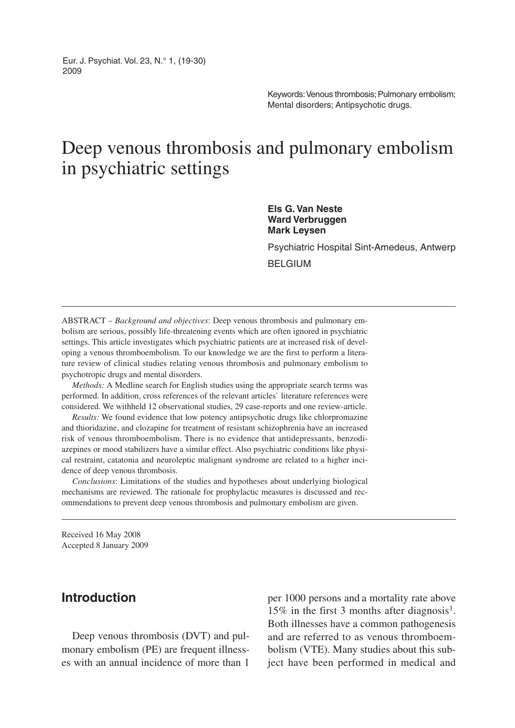Keywords: Venous thrombosis; Pulmonary embolism; Mental disorders; Antipsychotic drugs.

# Deep venous thrombosis and pulmonary embolism in psychiatric settings

**Els G. Van Neste**
**Ward Verbruggen**
**Mark Leysen**

Psychiatric Hospital Sint-Amedeus, Antwerp
BELGIUM

---

ABSTRACT – *Background and objectives*: Deep venous thrombosis and pulmonary embolism are serious, possibly life-threatening events which are often ignored in psychiatric settings. This article investigates which psychiatric patients are at increased risk of developing a venous thromboembolism. To our knowledge we are the first to perform a literature review of clinical studies relating venous thrombosis and pulmonary embolism to psychotropic drugs and mental disorders.

*Methods:* A Medline search for English studies using the appropriate search terms was performed. In addition, cross references of the relevant articles` literature references were considered. We withheld 12 observational studies, 29 case-reports and one review-article.

*Results:* We found evidence that low potency antipsychotic drugs like chlorpromazine and thioridazine, and clozapine for treatment of resistant schizophrenia have an increased risk of venous thromboembolism. There is no evidence that antidepressants, benzodiazepines or mood stabilizers have a similar effect. Also psychiatric conditions like physical restraint, catatonia and neuroleptic malignant syndrome are related to a higher incidence of deep venous thrombosis.

*Conclusions*: Limitations of the studies and hypotheses about underlying biological mechanisms are reviewed. The rationale for prophylactic measures is discussed and recommendations to prevent deep venous thrombosis and pulmonary embolism are given.

---

Received 16 May 2008
Accepted 8 January 2009

## Introduction

Deep venous thrombosis (DVT) and pulmonary embolism (PE) are frequent illnesses with an annual incidence of more than 1 per 1000 persons and a mortality rate above 15% in the first 3 months after diagnosis[1]. Both illnesses have a common pathogenesis and are referred to as venous thromboembolism (VTE). Many studies about this subject have been performed in medical and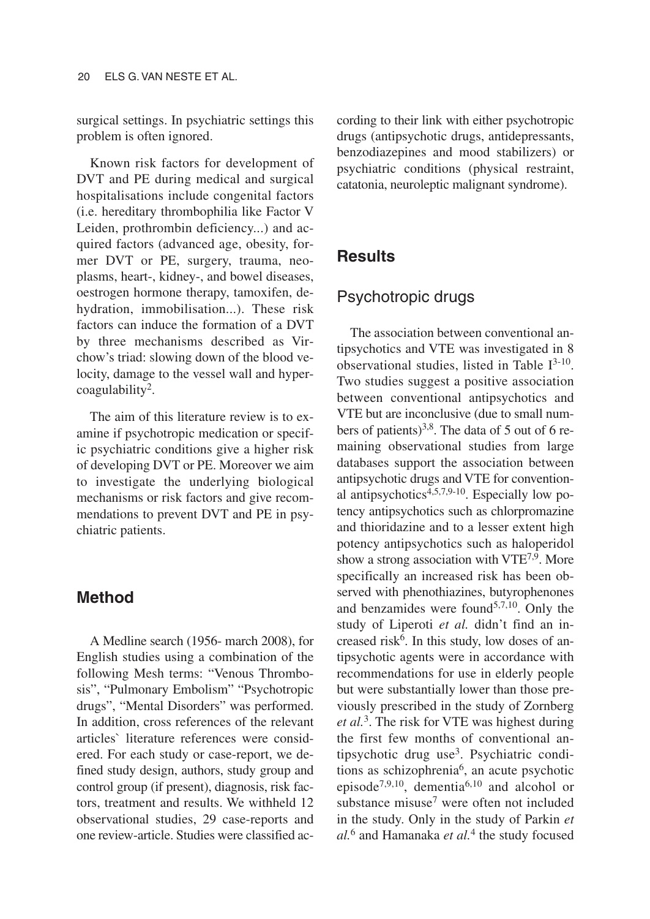surgical settings. In psychiatric settings this problem is often ignored.

Known risk factors for development of DVT and PE during medical and surgical hospitalisations include congenital factors (i.e. hereditary thrombophilia like Factor V Leiden, prothrombin deficiency...) and acquired factors (advanced age, obesity, former DVT or PE, surgery, trauma, neoplasms, heart-, kidney-, and bowel diseases, oestrogen hormone therapy, tamoxifen, dehydration, immobilisation...). These risk factors can induce the formation of a DVT by three mechanisms described as Virchow's triad: slowing down of the blood velocity, damage to the vessel wall and hypercoagulability[2].

The aim of this literature review is to examine if psychotropic medication or specific psychiatric conditions give a higher risk of developing DVT or PE. Moreover we aim to investigate the underlying biological mechanisms or risk factors and give recommendations to prevent DVT and PE in psychiatric patients.

## Method

A Medline search (1956- march 2008), for English studies using a combination of the following Mesh terms: "Venous Thrombosis", "Pulmonary Embolism" "Psychotropic drugs", "Mental Disorders" was performed. In addition, cross references of the relevant articles` literature references were considered. For each study or case-report, we defined study design, authors, study group and control group (if present), diagnosis, risk factors, treatment and results. We withheld 12 observational studies, 29 case-reports and one review-article. Studies were classified according to their link with either psychotropic drugs (antipsychotic drugs, antidepressants, benzodiazepines and mood stabilizers) or psychiatric conditions (physical restraint, catatonia, neuroleptic malignant syndrome).

## Results

### Psychotropic drugs

The association between conventional antipsychotics and VTE was investigated in 8 observational studies, listed in Table I[3-10]. Two studies suggest a positive association between conventional antipsychotics and VTE but are inconclusive (due to small numbers of patients)[3,8]. The data of 5 out of 6 remaining observational studies from large databases support the association between antipsychotic drugs and VTE for conventional antipsychotics[4,5,7,9-10]. Especially low potency antipsychotics such as chlorpromazine and thioridazine and to a lesser extent high potency antipsychotics such as haloperidol show a strong association with VTE[7,9]. More specifically an increased risk has been observed with phenothiazines, butyrophenones and benzamides were found[5,7,10]. Only the study of Liperoti *et al.* didn't find an increased risk[6]. In this study, low doses of antipsychotic agents were in accordance with recommendations for use in elderly people but were substantially lower than those previously prescribed in the study of Zornberg *et al.*[3]. The risk for VTE was highest during the first few months of conventional antipsychotic drug use[3]. Psychiatric conditions as schizophrenia[6], an acute psychotic episode[7,9,10], dementia[6,10] and alcohol or substance misuse[7] were often not included in the study. Only in the study of Parkin *et al.*[6] and Hamanaka *et al.*[4] the study focused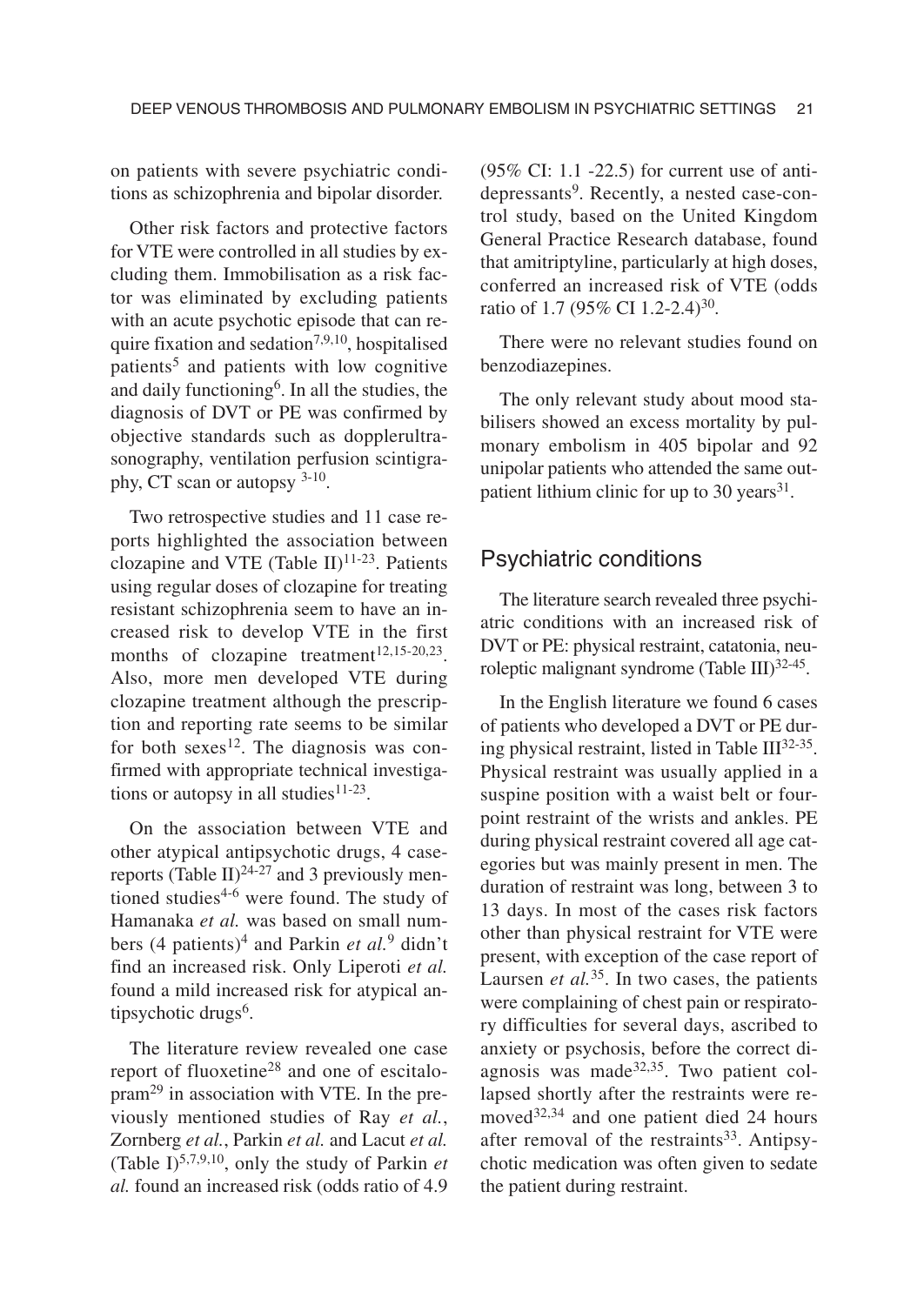on patients with severe psychiatric conditions as schizophrenia and bipolar disorder.

Other risk factors and protective factors for VTE were controlled in all studies by excluding them. Immobilisation as a risk factor was eliminated by excluding patients with an acute psychotic episode that can require fixation and sedation[7,9,10], hospitalised patients[5] and patients with low cognitive and daily functioning[6]. In all the studies, the diagnosis of DVT or PE was confirmed by objective standards such as dopplerultrasonography, ventilation perfusion scintigraphy, CT scan or autopsy [3-10].

Two retrospective studies and 11 case reports highlighted the association between clozapine and VTE (Table II)[11-23]. Patients using regular doses of clozapine for treating resistant schizophrenia seem to have an increased risk to develop VTE in the first months of clozapine treatment[12,15-20,23]. Also, more men developed VTE during clozapine treatment although the prescription and reporting rate seems to be similar for both sexes[12]. The diagnosis was confirmed with appropriate technical investigations or autopsy in all studies[11-23].

On the association between VTE and other atypical antipsychotic drugs, 4 case-reports (Table II)[24-27] and 3 previously mentioned studies[4-6] were found. The study of Hamanaka *et al.* was based on small numbers (4 patients)[4] and Parkin *et al.*[9] didn't find an increased risk. Only Liperoti *et al.* found a mild increased risk for atypical antipsychotic drugs[6].

The literature review revealed one case report of fluoxetine[28] and one of escitalopram[29] in association with VTE. In the previously mentioned studies of Ray *et al.*, Zornberg *et al.*, Parkin *et al.* and Lacut *et al.* (Table I)[5,7,9,10], only the study of Parkin *et al.* found an increased risk (odds ratio of 4.9 (95% CI: 1.1 -22.5) for current use of antidepressants[9]. Recently, a nested case-control study, based on the United Kingdom General Practice Research database, found that amitriptyline, particularly at high doses, conferred an increased risk of VTE (odds ratio of 1.7 (95% CI 1.2-2.4)[30].

There were no relevant studies found on benzodiazepines.

The only relevant study about mood stabilisers showed an excess mortality by pulmonary embolism in 405 bipolar and 92 unipolar patients who attended the same outpatient lithium clinic for up to 30 years[31].

## Psychiatric conditions

The literature search revealed three psychiatric conditions with an increased risk of DVT or PE: physical restraint, catatonia, neuroleptic malignant syndrome (Table III)[32-45].

In the English literature we found 6 cases of patients who developed a DVT or PE during physical restraint, listed in Table III[32-35]. Physical restraint was usually applied in a supine position with a waist belt or four-point restraint of the wrists and ankles. PE during physical restraint covered all age categories but was mainly present in men. The duration of restraint was long, between 3 to 13 days. In most of the cases risk factors other than physical restraint for VTE were present, with exception of the case report of Laursen *et al.*[35]. In two cases, the patients were complaining of chest pain or respiratory difficulties for several days, ascribed to anxiety or psychosis, before the correct diagnosis was made[32,35]. Two patient collapsed shortly after the restraints were removed[32,34] and one patient died 24 hours after removal of the restraints[33]. Antipsychotic medication was often given to sedate the patient during restraint.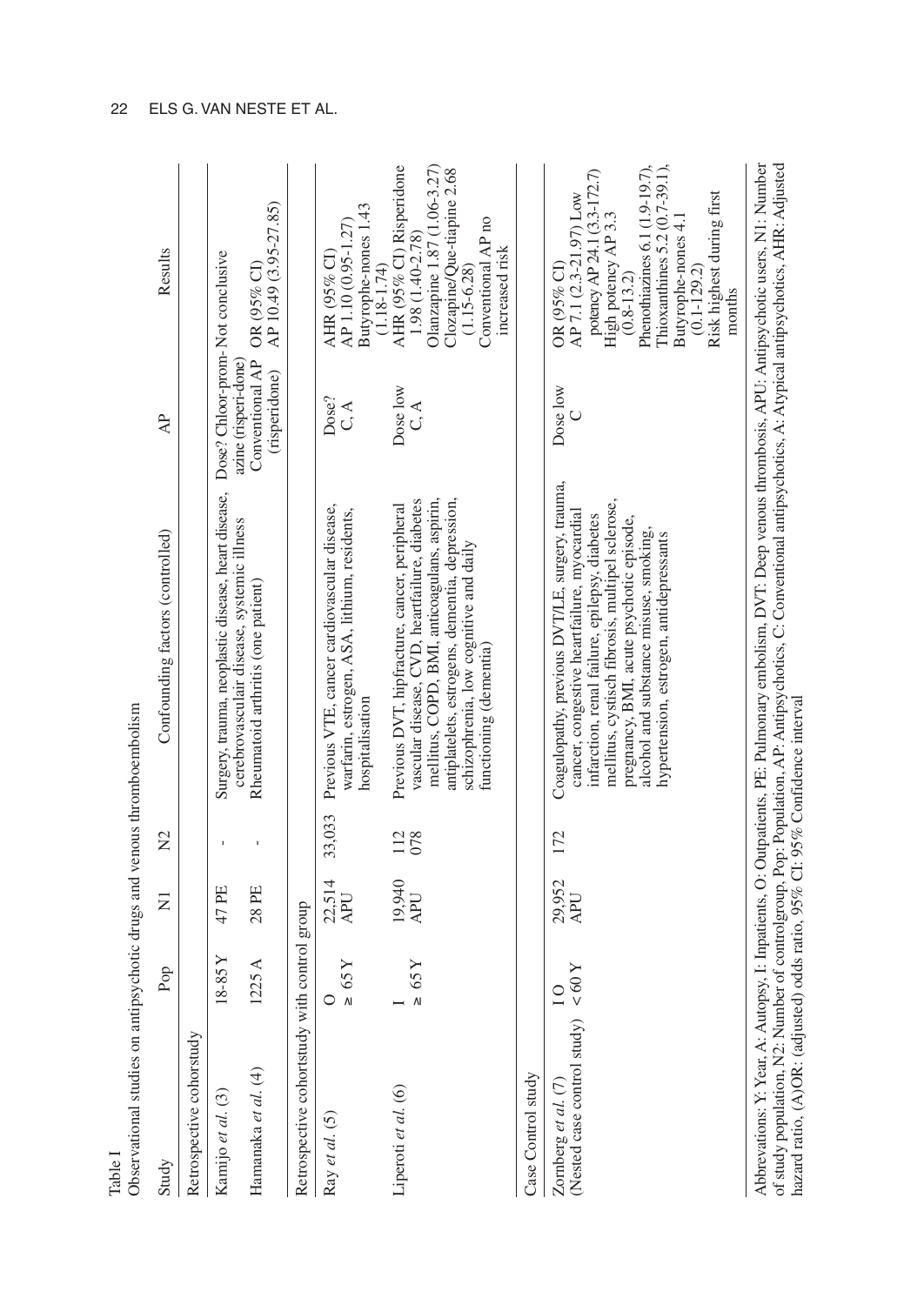Table I

Observational studies on antipsychotic drugs and venous thromboembolism

| Study | Pop | N1 | N2 | Confounding factors (controlled) | AP | Results |
|---|---|---|---|---|---|---|
| **Retrospective cohortstudy** | | | | | | |
| Kamijo *et al.* (3) | 18-85 Y | 47 PE | - | Surgery, trauma, neoplastic disease, heart disease, cerebrovasculair disease, systemic illness | Dose? Chloor-promazine (risperi-done) | Not conclusive |
| Hamanaka *et al.* (4) | 1225 A | 28 PE | - | Rheumatoid arthritis (one patient) | Conventional AP (risperidone) | OR (95% CI) AP 10.49 (3.95-27.85) |
| **Retrospective cohortstudy with control group** | | | | | | |
| Ray *et al.* (5) | O ≥ 65 Y | 22,514 APU | 33,033 | Previous VTE, cancer cardiovascular disease, warfarin, estrogen, ASA, lithium, residents, hospitalisation | Dose? C, A | AHR (95% CI) AP 1.10 (0.95-1.27) Butyrophe-nones 1.43 (1.18-1.74) |
| Liperoti *et al.* (6) | I ≥ 65 Y | 19,940 APU | 112 078 | Previous DVT, hipfracture, cancer, peripheral vascular disease, CVD, heartfailure, diabetes mellitus, COPD, BMI, anticoagulans, aspirin, antiplatelets, estrogens, dementia, depression, schizophrenia, low cognitive and daily functioning (dementia) | Dose low C, A | AHR (95% CI) Risperidone 1.98 (1.40-2.78) Olanzapine 1.87 (1.06-3.27) Clozapine/Que-tiapine 2.68 (1.15-6.28) Conventional AP no increased risk |
| **Case Control study** | | | | | | |
| Zornberg *et al.* (7) (Nested case control study) | I O < 60 Y | 29,952 APU | 172 | Coagulopathy, previous DVT/LE, surgery, trauma, cancer, congestive heartfailure, myocardial infarction, renal failure, epilepsy, diabetes mellitus, cystisch fibrosis, multipel sclerose, pregnancy, BMI, acute psychotic episode, alcohol and substance misuse, smoking, hypertension, estrogen, antidepressants | Dose low C | OR (95% CI) AP 7.1 (2.3-21.97) Low potency AP 24.1 (3.3-172.7) High potency AP 3.3 (0.8-13.2) Phenothiazines 6.1 (1.9-19.7), Thioxanthines 5.2 (0.7-39.1), Butyrophe-nones 4.1 (0.1-129.2) Risk highest during first months |

Abbrevations: Y: Year, A: Autopsy, I: Inpatients, O: Outpatients, PE: Pulmonary embolism, DVT: Deep venous thrombosis, APU: Antipsychotic users, N1: Number of study population, N2: Number of controlgroup, Pop: Population, AP: Antipsychotics, C: Conventional antipsychotics, A: Atypical antipsychotics, AHR: Adjusted hazard ratio, (A)OR: (adjusted) odds ratio, 95% CI: 95% Confidence interval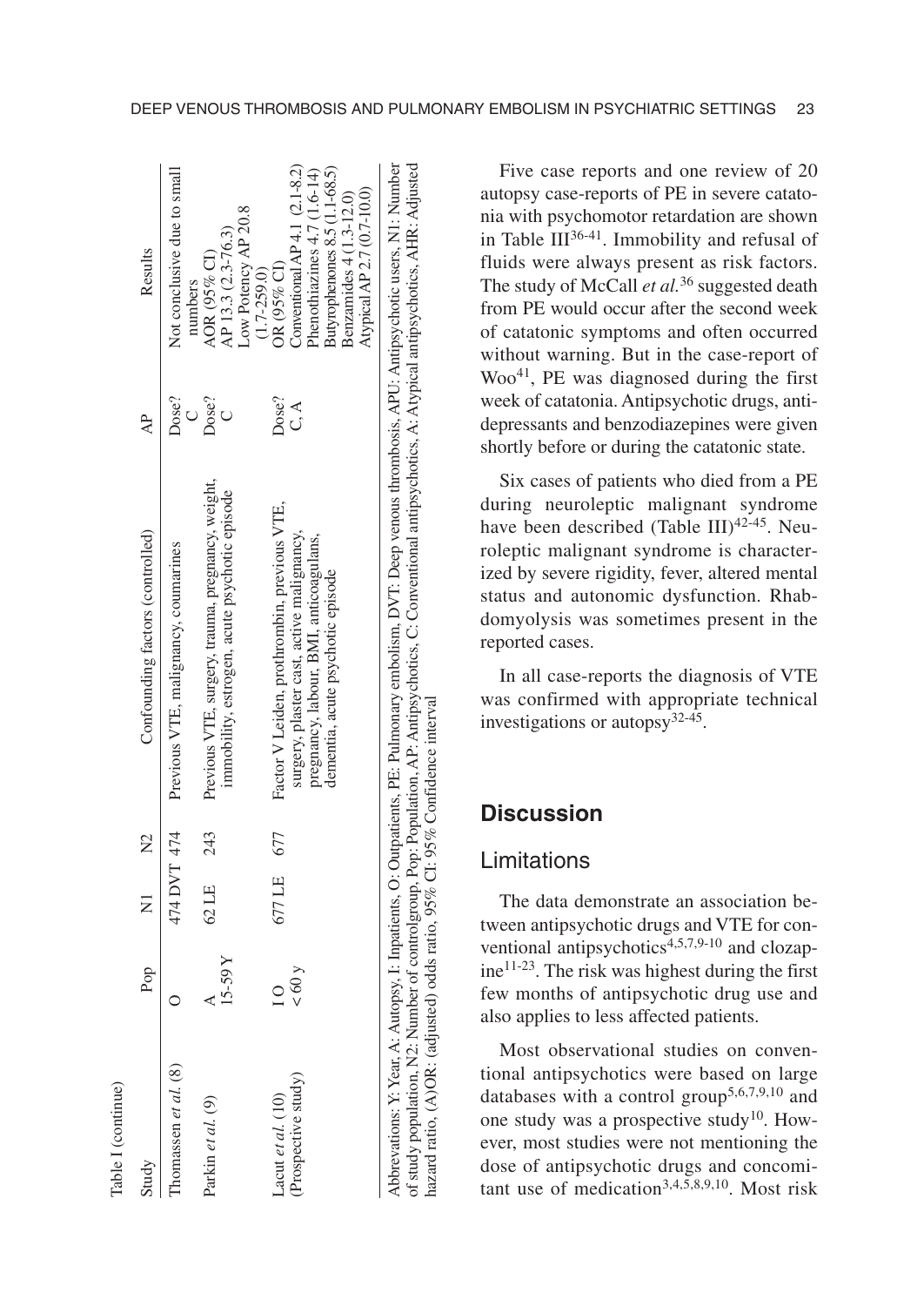Table I (continue)

| Study | Pop | N1 | N2 | Confounding factors (controlled) | AP | Results |
|---|---|---|---|---|---|---|
| Thomassen *et al.* (8) | O | 474 DVT | 474 | Previous VTE, malignancy, coumarines | Dose? C | Not conclusive due to small numbers |
| Parkin *et al.* (9) | A 15-59 Y | 62 LE | 243 | Previous VTE, surgery, trauma, pregnancy, weight, immobility, estrogen, acute psychotic episode | Dose? C | AOR (95% CI) AP 13.3 (2.3-76.3) Low Potency AP 20.8 (1.7-259.0) |
| Lacut *et al.* (10) (Prospective study) | I O < 60 y | 677 LE | 677 | Factor V Leiden, prothrombin, previous VTE, surgery, plaster cast, active malignancy, pregnancy, labour, BMI, anticoagulans, dementia, acute psychotic episode | Dose? C, A | OR (95% CI) Conventional AP 4.1 (2.1-8.2) Phenothiazines 4.7 (1.6-14) Butyrophenones 8.5 (1.1-68.5) Benzamides 4 (1.3-12.0) Atypical AP 2.7 (0.7-10.0) |

Abbrevations: Y: Year, A: Autopsy, I: Inpatients, O: Outpatients, PE: Pulmonary embolism, DVT: Deep venous thrombosis, APU: Antipsychotic users, N1: Number of study population, N2: Number of controlgroup, Pop: Population, AP: Antipsychotics, C: Conventional antipsychotics, A: Atypical antipsychotics, AHR: Adjusted hazard ratio, (A)OR: (adjusted) odds ratio, 95% CI: 95% Confidence interval

Five case reports and one review of 20 autopsy case-reports of PE in severe catatonia with psychomotor retardation are shown in Table III[36-41]. Immobility and refusal of fluids were always present as risk factors. The study of McCall *et al.*[36] suggested death from PE would occur after the second week of catatonic symptoms and often occurred without warning. But in the case-report of Woo[41], PE was diagnosed during the first week of catatonia. Antipsychotic drugs, antidepressants and benzodiazepines were given shortly before or during the catatonic state.

Six cases of patients who died from a PE during neuroleptic malignant syndrome have been described (Table III)[42-45]. Neuroleptic malignant syndrome is characterized by severe rigidity, fever, altered mental status and autonomic dysfunction. Rhabdomyolysis was sometimes present in the reported cases.

In all case-reports the diagnosis of VTE was confirmed with appropriate technical investigations or autopsy[32-45].

## Discussion

### Limitations

The data demonstrate an association between antipsychotic drugs and VTE for conventional antipsychotics[4,5,7,9-10] and clozapine[11-23]. The risk was highest during the first few months of antipsychotic drug use and also applies to less affected patients.

Most observational studies on conventional antipsychotics were based on large databases with a control group[5,6,7,9,10] and one study was a prospective study[10]. However, most studies were not mentioning the dose of antipsychotic drugs and concomitant use of medication[3,4,5,8,9,10]. Most risk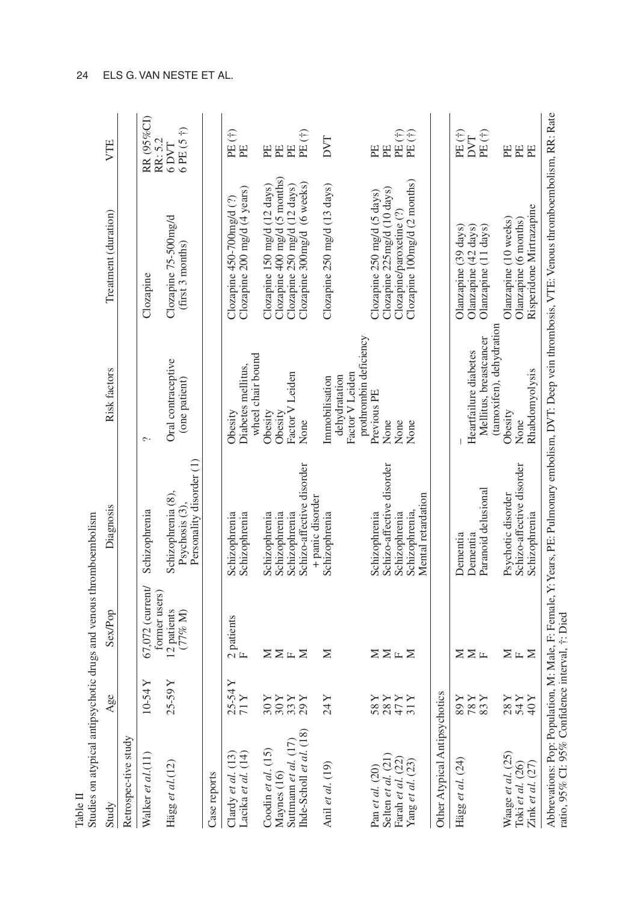Table II
Studies on atypical antipsychotic drugs and venous thromboembolism

| Study | Age | Sex/Pop | Diagnosis | Risk factors | Treatment (duration) | VTE |
|---|---|---|---|---|---|---|
| Retrospec-tive study | | | | | | |
| Walker *et al.*(11) | 10-54 Y | 67,072 (current/ former users) | Schizophrenia | ? | Clozapine | RR (95%CI) RR: 5.2 |
| Hägg *et al.*(12) | 25-59 Y | 12 patients (77% M) | Schizophrenia (8), Psychosis (3), Personality disorder (1) | Oral contraceptive (one patient) | Clozapine 75-500mg/d (first 3 months) | 6 DVT 6 PE (5 †) |
| Case reports | | | | | | |
| Clardy *et al.* (13) | 25-54 Y | 2 patients | Schizophrenia | Obesity | Clozapine 450-700mg/d (?) | PE (†) |
| Lacika *et al.* (14) | 71 Y | F | Schizophrenia | Diabetes mellitus, wheel chair bound | Clozapine 200 mg/d (4 years) | PE |
| Coodin *et al.* (15) | 30 Y | M | Schizophrenia | Obesity | Clozapine 150 mg/d (12 days) | PE |
| Maynes (16) | 30 Y | M | Schizophrenia | Obesity | Clozapine 400 mg/d (5 months) | PE |
| Suttmann *et al.* (17) | 33 Y | F | Schizophrenia | Factor V Leiden | Clozapine 250 mg/d (12 days) | PE |
| Ihde-Scholl *et al.* (18) | 29 Y | M | Schizo-affective disorder + panic disorder | None | Clozapine 300mg/d (6 weeks) | PE (†) |
| Anil *et al.* (19) | 24 Y | M | Schizophrenia | Immobilisation dehydratation Factor V Leiden prothrombin deficiency | Clozapine 250 mg/d (13 days) | DVT |
| Pan *et al.* (20) | 58 Y | M | Schizophrenia | Previous PE | Clozapine 250 mg/d (5 days) | PE |
| Selten *et al.* (21) | 28 Y | M | Schizo-affective disorder | None | Clozapine 225mg/d (10 days) | PE |
| Farah *et al.* (22) | 47 Y | F | Schizophrenia | None | Clozapine/paroxetine (?) | PE (†) |
| Yang *et al.* (23) | 31 Y | M | Schizophrenia, Mental retardation | None | Clozapine 100mg/d (2 months) | PE (†) |
| Other Atypical Antipsychotics | | | | | | |
| Hägg *et al.* (24) | 89 Y | M | Dementia | – | Olanzapine (39 days) | PE (†) |
| | 78 Y | M | Dementia | Heartfailure diabetes | Olanzapine (42 days) | DVT |
| | 83 Y | F | Paranoid delusional | Mellitus, breastcancer (tamoxifen), dehydration | Olanzapine (11 days) | PE (†) |
| Waage *et al.* (25) | 28 Y | M | Psychotic disorder | Obesity | Olanzapine (10 weeks) | PE |
| Toki *et al.* (26) | 54 Y | F | Schizo-affective disorder | None | Olanzapine (6 months) | PE |
| Zink *et al.* (27) | 40 Y | M | Schizophrenia | Rhabdomyolysis | Risperidone Mirtrazapine | PE |

Abbrevations: Pop: Population, M: Male, F: Female, Y: Years, PE: Pulmonary embolism, DVT: Deep vein thrombosis, VTE: Venous thromboembolism, RR: Rate ratio, 95% CI: 95% Confidence interval, †: Died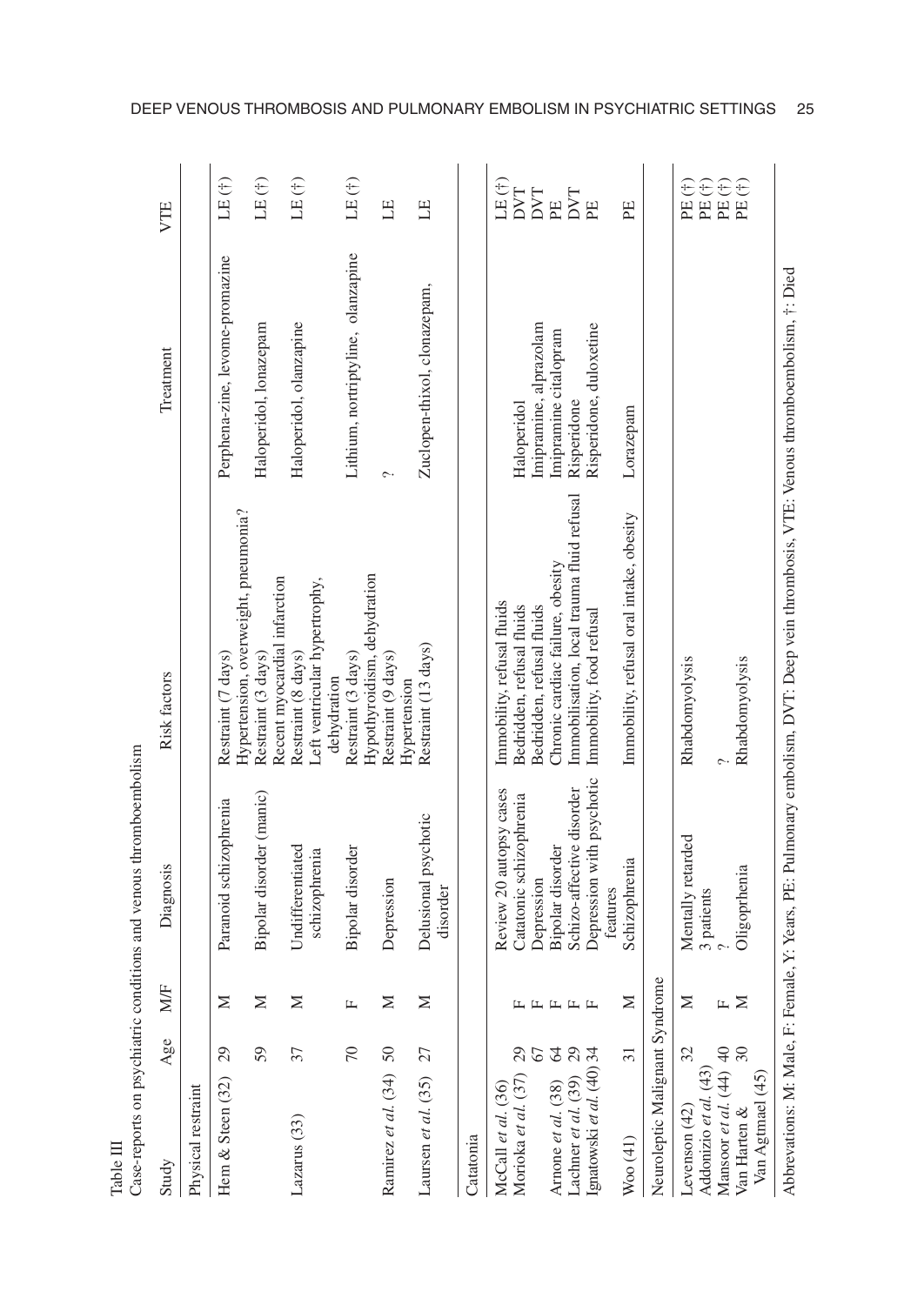Table III
Case-reports on psychiatric conditions and venous thromboembolism

| Study | Age | M/F | Diagnosis | Risk factors | Treatment | VTE |
|---|---|---|---|---|---|---|
| **Physical restraint** | | | | | | |
| Hem & Steen (32) | 29 | M | Paranoid schizophrenia | Restraint (7 days) Hypertension, overweight, pneumonia? | Perphena-zine, levome-promazine | LE (†) |
| | 59 | M | Bipolar disorder (manic) | Restraint (3 days) Recent myocardial infarction | Haloperidol, lonazepam | LE (†) |
| Lazarus (33) | 37 | M | Undifferentiated schizophrenia | Restraint (8 days) Left ventricular hypertrophy, dehydration | Haloperidol, olanzapine | LE (†) |
| | 70 | F | Bipolar disorder | Restraint (3 days) Hypothyroidism, dehydration | Lithium, nortriptyline, olanzapine | LE (†) |
| Ramirez *et al.* (34) | 50 | M | Depression | Restraint (9 days) Hypertension | ? | LE |
| Laursen *et al.* (35) | 27 | M | Delusional psychotic disorder | Restraint (13 days) | Zuclopen-thixol, clonazepam, | LE |
| **Catatonia** | | | | | | |
| McCall *et al.* (36) | | | Review 20 autopsy cases | Immobility, refusal fluids | | LE (†) |
| Morioka *et al.* (37) | 29 | F | Catatonic schizophrenia | Bedridden, refusal fluids | Haloperidol | DVT |
| | 67 | F | Depression | Bedridden, refusal fluids | Imipramine, alprazolam | DVT |
| Arnone *et al.* (38) | 64 | F | Bipolar disorder | Chronic cardiac failure, obesity | Imipramine citalopram | PE |
| Lachner *et al.* (39) | 29 | F | Schizo-affective disorder | Immobilisation, local trauma fluid refusal | Risperidone | DVT |
| Ignatowski *et al.* (40) | 34 | F | Depression with psychotic features | Immobility, food refusal | Risperidone, duloxetine | PE |
| Woo (41) | 31 | M | Schizophrenia | Immobility, refusal oral intake, obesity | Lorazepam | PE |
| **Neuroleptic Malignant Syndrome** | | | | | | |
| Levenson (42) | 32 | M | Mentally retarded | Rhabdomyolysis | | PE (†) |
| Addonizio *et al.* (43) | | | 3 patients | | | PE (†) |
| Mansoor *et al.* (44) | 40 | F | ? | ? | | PE (†) |
| Van Harten & Van Agtmael (45) | 30 | M | Oligophrenia | Rhabdomyolysis | | PE (†) |

Abbrevations: M: Male, F: Female, Y: Years, PE: Pulmonary embolism, DVT: Deep vein thrombosis, VTE: Venous thromboembolism, †: Died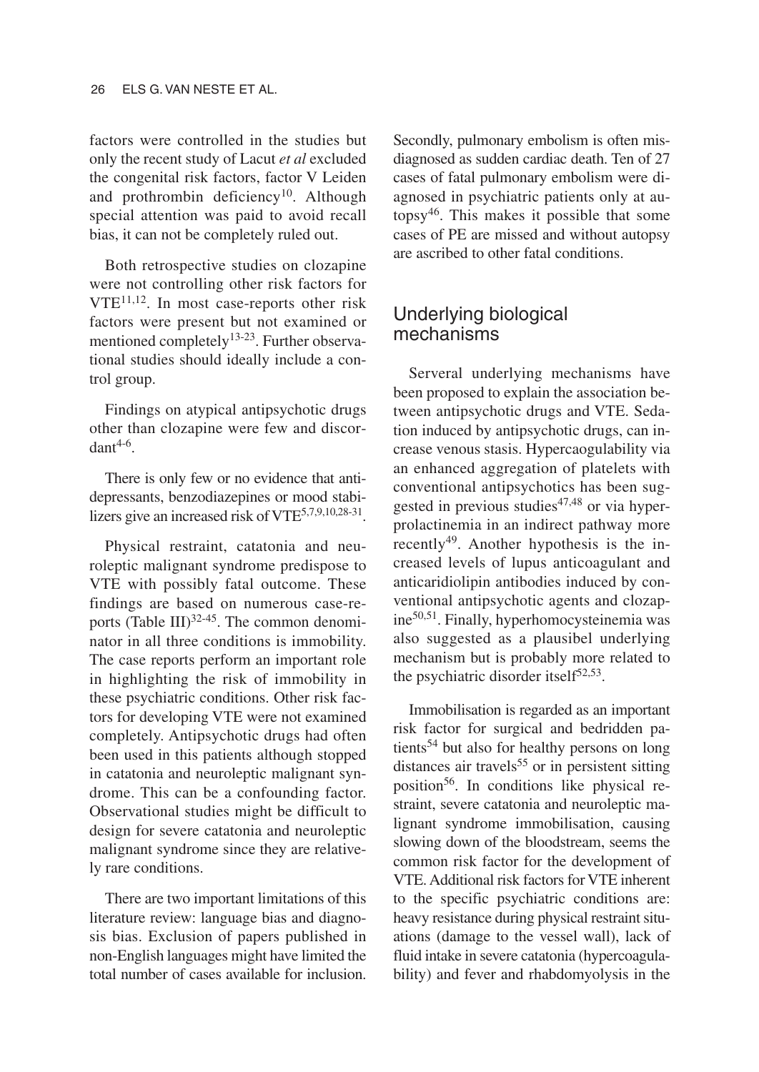factors were controlled in the studies but only the recent study of Lacut *et al* excluded the congenital risk factors, factor V Leiden and prothrombin deficiency[10]. Although special attention was paid to avoid recall bias, it can not be completely ruled out.

Both retrospective studies on clozapine were not controlling other risk factors for VTE[11,12]. In most case-reports other risk factors were present but not examined or mentioned completely[13-23]. Further observational studies should ideally include a control group.

Findings on atypical antipsychotic drugs other than clozapine were few and discordant[4-6].

There is only few or no evidence that antidepressants, benzodiazepines or mood stabilizers give an increased risk of VTE[5,7,9,10,28-31].

Physical restraint, catatonia and neuroleptic malignant syndrome predispose to VTE with possibly fatal outcome. These findings are based on numerous case-reports (Table III)[32-45]. The common denominator in all three conditions is immobility. The case reports perform an important role in highlighting the risk of immobility in these psychiatric conditions. Other risk factors for developing VTE were not examined completely. Antipsychotic drugs had often been used in this patients although stopped in catatonia and neuroleptic malignant syndrome. This can be a confounding factor. Observational studies might be difficult to design for severe catatonia and neuroleptic malignant syndrome since they are relatively rare conditions.

There are two important limitations of this literature review: language bias and diagnosis bias. Exclusion of papers published in non-English languages might have limited the total number of cases available for inclusion. Secondly, pulmonary embolism is often misdiagnosed as sudden cardiac death. Ten of 27 cases of fatal pulmonary embolism were diagnosed in psychiatric patients only at autopsy[46]. This makes it possible that some cases of PE are missed and without autopsy are ascribed to other fatal conditions.

## Underlying biological mechanisms

Serveral underlying mechanisms have been proposed to explain the association between antipsychotic drugs and VTE. Sedation induced by antipsychotic drugs, can increase venous stasis. Hypercaogulability via an enhanced aggregation of platelets with conventional antipsychotics has been suggested in previous studies[47,48] or via hyperprolactinemia in an indirect pathway more recently[49]. Another hypothesis is the increased levels of lupus anticoagulant and anticaridiolipin antibodies induced by conventional antipsychotic agents and clozapine[50,51]. Finally, hyperhomocysteinemia was also suggested as a plausibel underlying mechanism but is probably more related to the psychiatric disorder itself[52,53].

Immobilisation is regarded as an important risk factor for surgical and bedridden patients[54] but also for healthy persons on long distances air travels[55] or in persistent sitting position[56]. In conditions like physical restraint, severe catatonia and neuroleptic malignant syndrome immobilisation, causing slowing down of the bloodstream, seems the common risk factor for the development of VTE. Additional risk factors for VTE inherent to the specific psychiatric conditions are: heavy resistance during physical restraint situations (damage to the vessel wall), lack of fluid intake in severe catatonia (hypercoagulability) and fever and rhabdomyolysis in the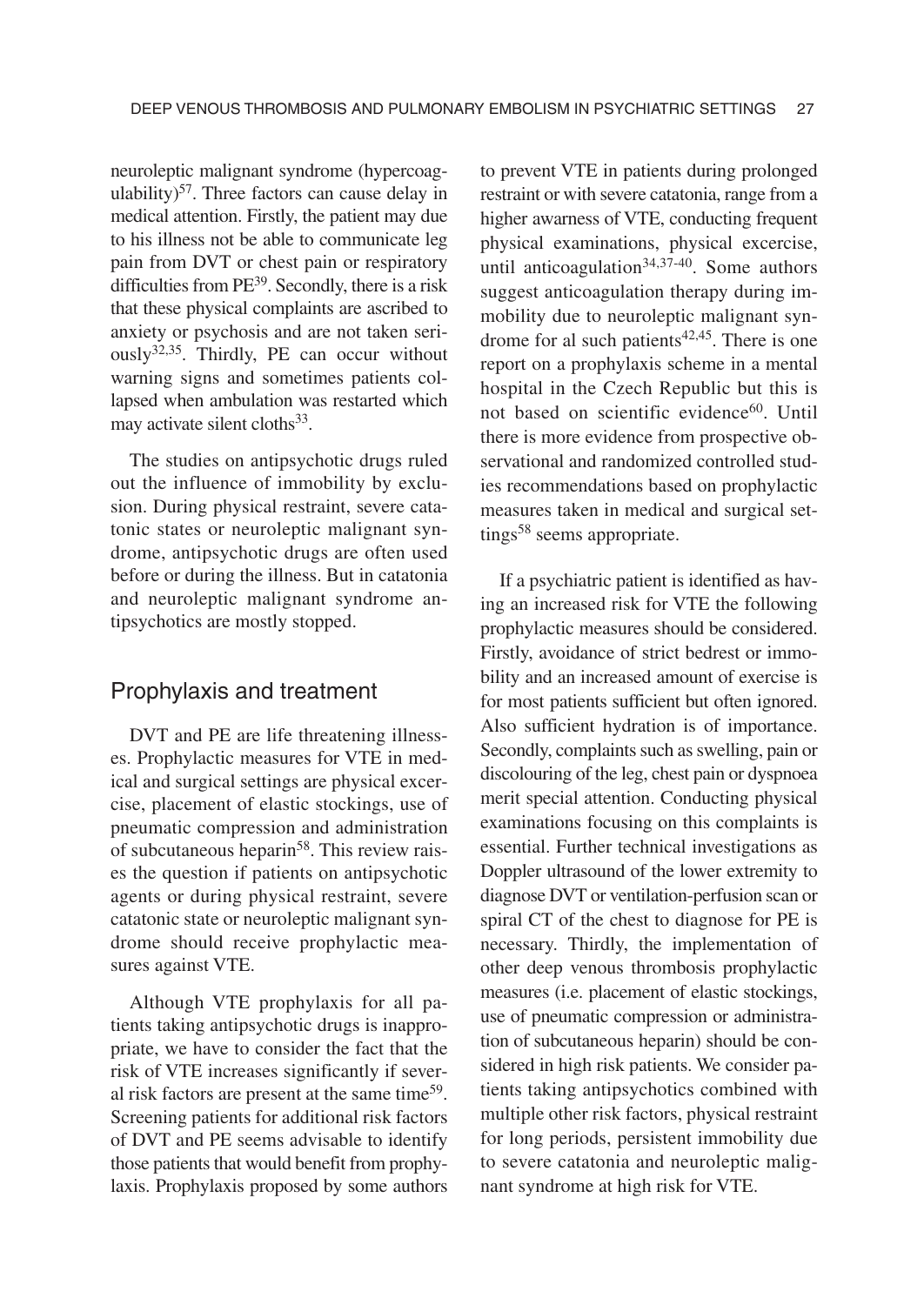neuroleptic malignant syndrome (hypercoagulability)[57]. Three factors can cause delay in medical attention. Firstly, the patient may due to his illness not be able to communicate leg pain from DVT or chest pain or respiratory difficulties from PE[39]. Secondly, there is a risk that these physical complaints are ascribed to anxiety or psychosis and are not taken seriously[32,35]. Thirdly, PE can occur without warning signs and sometimes patients collapsed when ambulation was restarted which may activate silent cloths[33].

The studies on antipsychotic drugs ruled out the influence of immobility by exclusion. During physical restraint, severe catatonic states or neuroleptic malignant syndrome, antipsychotic drugs are often used before or during the illness. But in catatonia and neuroleptic malignant syndrome antipsychotics are mostly stopped.

## Prophylaxis and treatment

DVT and PE are life threatening illnesses. Prophylactic measures for VTE in medical and surgical settings are physical excercise, placement of elastic stockings, use of pneumatic compression and administration of subcutaneous heparin[58]. This review raises the question if patients on antipsychotic agents or during physical restraint, severe catatonic state or neuroleptic malignant syndrome should receive prophylactic measures against VTE.

Although VTE prophylaxis for all patients taking antipsychotic drugs is inappropriate, we have to consider the fact that the risk of VTE increases significantly if several risk factors are present at the same time[59]. Screening patients for additional risk factors of DVT and PE seems advisable to identify those patients that would benefit from prophylaxis. Prophylaxis proposed by some authors to prevent VTE in patients during prolonged restraint or with severe catatonia, range from a higher awarness of VTE, conducting frequent physical examinations, physical excercise, until anticoagulation[34,37-40]. Some authors suggest anticoagulation therapy during immobility due to neuroleptic malignant syndrome for al such patients[42,45]. There is one report on a prophylaxis scheme in a mental hospital in the Czech Republic but this is not based on scientific evidence[60]. Until there is more evidence from prospective observational and randomized controlled studies recommendations based on prophylactic measures taken in medical and surgical settings[58] seems appropriate.

If a psychiatric patient is identified as having an increased risk for VTE the following prophylactic measures should be considered. Firstly, avoidance of strict bedrest or immobility and an increased amount of exercise is for most patients sufficient but often ignored. Also sufficient hydration is of importance. Secondly, complaints such as swelling, pain or discolouring of the leg, chest pain or dyspnoea merit special attention. Conducting physical examinations focusing on this complaints is essential. Further technical investigations as Doppler ultrasound of the lower extremity to diagnose DVT or ventilation-perfusion scan or spiral CT of the chest to diagnose for PE is necessary. Thirdly, the implementation of other deep venous thrombosis prophylactic measures (i.e. placement of elastic stockings, use of pneumatic compression or administration of subcutaneous heparin) should be considered in high risk patients. We consider patients taking antipsychotics combined with multiple other risk factors, physical restraint for long periods, persistent immobility due to severe catatonia and neuroleptic malignant syndrome at high risk for VTE.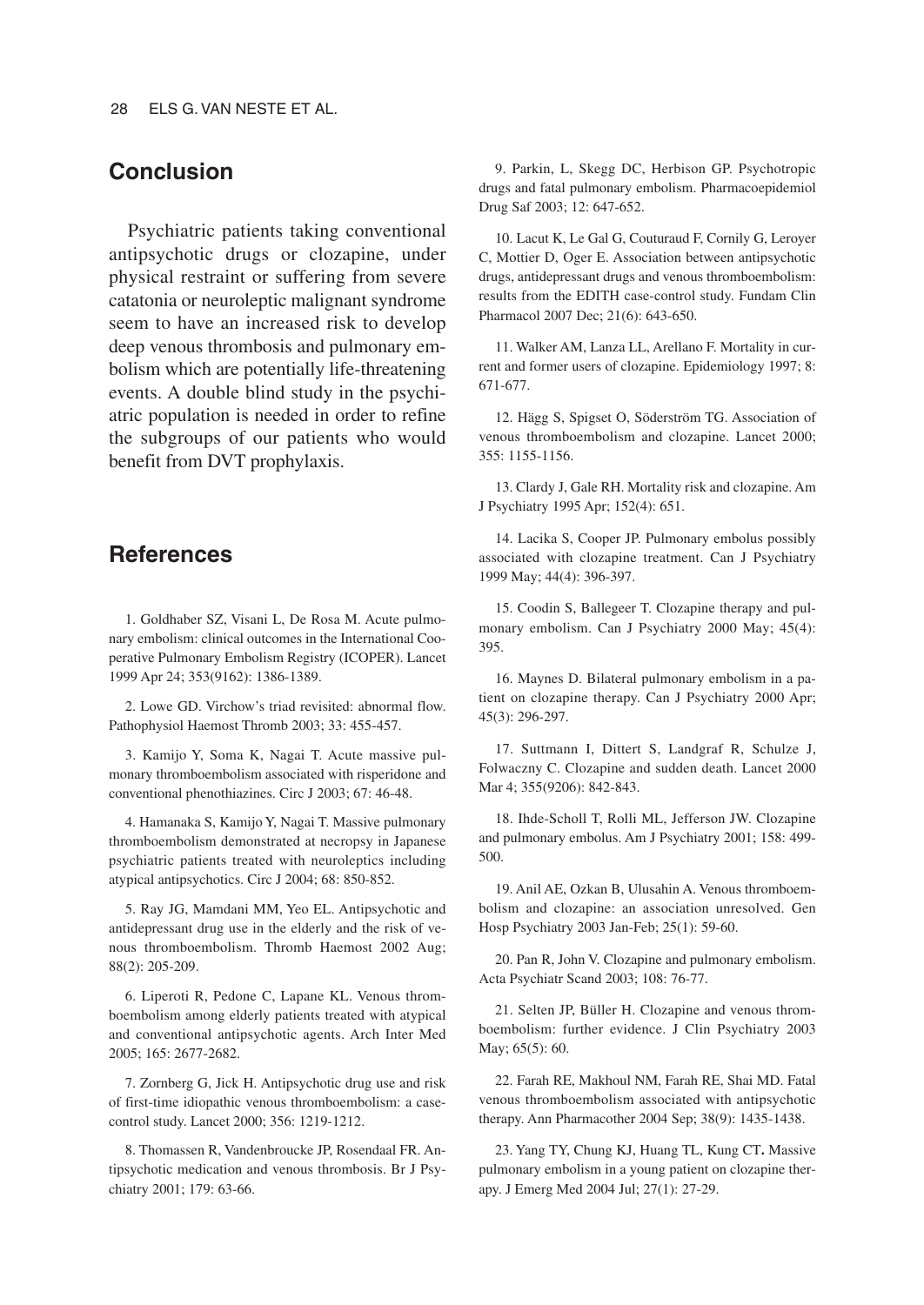## Conclusion

Psychiatric patients taking conventional antipsychotic drugs or clozapine, under physical restraint or suffering from severe catatonia or neuroleptic malignant syndrome seem to have an increased risk to develop deep venous thrombosis and pulmonary embolism which are potentially life-threatening events. A double blind study in the psychiatric population is needed in order to refine the subgroups of our patients who would benefit from DVT prophylaxis.

## References

1. Goldhaber SZ, Visani L, De Rosa M. Acute pulmonary embolism: clinical outcomes in the International Cooperative Pulmonary Embolism Registry (ICOPER). Lancet 1999 Apr 24; 353(9162): 1386-1389.

2. Lowe GD. Virchow's triad revisited: abnormal flow. Pathophysiol Haemost Thromb 2003; 33: 455-457.

3. Kamijo Y, Soma K, Nagai T. Acute massive pulmonary thromboembolism associated with risperidone and conventional phenothiazines. Circ J 2003; 67: 46-48.

4. Hamanaka S, Kamijo Y, Nagai T. Massive pulmonary thromboembolism demonstrated at necropsy in Japanese psychiatric patients treated with neuroleptics including atypical antipsychotics. Circ J 2004; 68: 850-852.

5. Ray JG, Mamdani MM, Yeo EL. Antipsychotic and antidepressant drug use in the elderly and the risk of venous thromboembolism. Thromb Haemost 2002 Aug; 88(2): 205-209.

6. Liperoti R, Pedone C, Lapane KL. Venous thromboembolism among elderly patients treated with atypical and conventional antipsychotic agents. Arch Inter Med 2005; 165: 2677-2682.

7. Zornberg G, Jick H. Antipsychotic drug use and risk of first-time idiopathic venous thromboembolism: a case-control study. Lancet 2000; 356: 1219-1212.

8. Thomassen R, Vandenbroucke JP, Rosendaal FR. Antipsychotic medication and venous thrombosis. Br J Psychiatry 2001; 179: 63-66.

9. Parkin, L, Skegg DC, Herbison GP. Psychotropic drugs and fatal pulmonary embolism. Pharmacoepidemiol Drug Saf 2003; 12: 647-652.

10. Lacut K, Le Gal G, Couturaud F, Cornily G, Leroyer C, Mottier D, Oger E. Association between antipsychotic drugs, antidepressant drugs and venous thromboembolism: results from the EDITH case-control study. Fundam Clin Pharmacol 2007 Dec; 21(6): 643-650.

11. Walker AM, Lanza LL, Arellano F. Mortality in current and former users of clozapine. Epidemiology 1997; 8: 671-677.

12. Hägg S, Spigset O, Söderström TG. Association of venous thromboembolism and clozapine. Lancet 2000; 355: 1155-1156.

13. Clardy J, Gale RH. Mortality risk and clozapine. Am J Psychiatry 1995 Apr; 152(4): 651.

14. Lacika S, Cooper JP. Pulmonary embolus possibly associated with clozapine treatment. Can J Psychiatry 1999 May; 44(4): 396-397.

15. Coodin S, Ballegeer T. Clozapine therapy and pulmonary embolism. Can J Psychiatry 2000 May; 45(4): 395.

16. Maynes D. Bilateral pulmonary embolism in a patient on clozapine therapy. Can J Psychiatry 2000 Apr; 45(3): 296-297.

17. Suttmann I, Dittert S, Landgraf R, Schulze J, Folwaczny C. Clozapine and sudden death. Lancet 2000 Mar 4; 355(9206): 842-843.

18. Ihde-Scholl T, Rolli ML, Jefferson JW. Clozapine and pulmonary embolus. Am J Psychiatry 2001; 158: 499-500.

19. Anil AE, Ozkan B, Ulusahin A. Venous thromboembolism and clozapine: an association unresolved. Gen Hosp Psychiatry 2003 Jan-Feb; 25(1): 59-60.

20. Pan R, John V. Clozapine and pulmonary embolism. Acta Psychiatr Scand 2003; 108: 76-77.

21. Selten JP, Büller H. Clozapine and venous thromboembolism: further evidence. J Clin Psychiatry 2003 May; 65(5): 60.

22. Farah RE, Makhoul NM, Farah RE, Shai MD. Fatal venous thromboembolism associated with antipsychotic therapy. Ann Pharmacother 2004 Sep; 38(9): 1435-1438.

23. Yang TY, Chung KJ, Huang TL, Kung CT. Massive pulmonary embolism in a young patient on clozapine therapy. J Emerg Med 2004 Jul; 27(1): 27-29.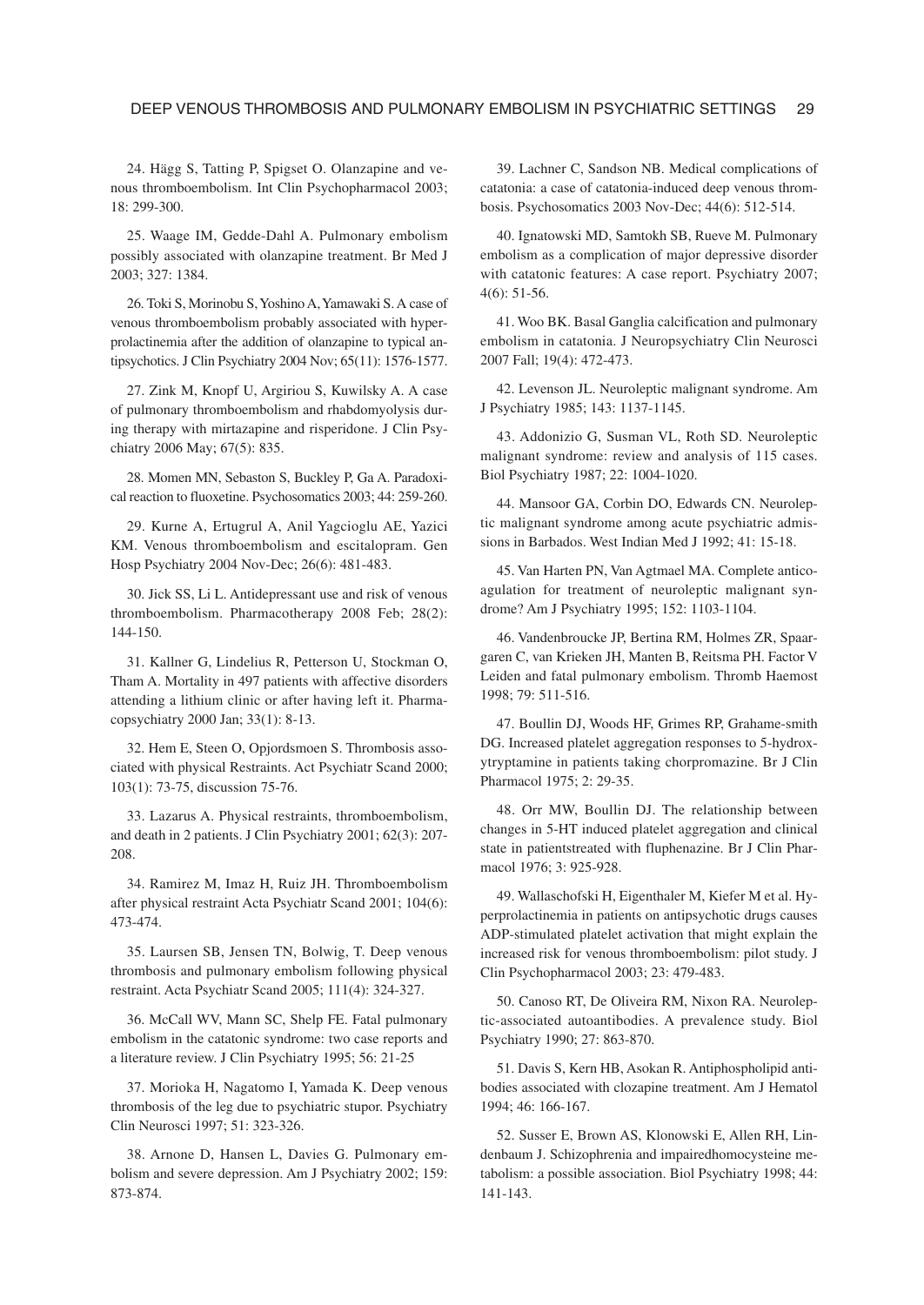24. Hägg S, Tatting P, Spigset O. Olanzapine and venous thromboembolism. Int Clin Psychopharmacol 2003; 18: 299-300.

25. Waage IM, Gedde-Dahl A. Pulmonary embolism possibly associated with olanzapine treatment. Br Med J 2003; 327: 1384.

26. Toki S, Morinobu S, Yoshino A, Yamawaki S. A case of venous thromboembolism probably associated with hyperprolactinemia after the addition of olanzapine to typical antipsychotics. J Clin Psychiatry 2004 Nov; 65(11): 1576-1577.

27. Zink M, Knopf U, Argiriou S, Kuwilsky A. A case of pulmonary thromboembolism and rhabdomyolysis during therapy with mirtazapine and risperidone. J Clin Psychiatry 2006 May; 67(5): 835.

28. Momen MN, Sebaston S, Buckley P, Ga A. Paradoxical reaction to fluoxetine. Psychosomatics 2003; 44: 259-260.

29. Kurne A, Ertugrul A, Anil Yagcioglu AE, Yazici KM. Venous thromboembolism and escitalopram. Gen Hosp Psychiatry 2004 Nov-Dec; 26(6): 481-483.

30. Jick SS, Li L. Antidepressant use and risk of venous thromboembolism. Pharmacotherapy 2008 Feb; 28(2): 144-150.

31. Kallner G, Lindelius R, Petterson U, Stockman O, Tham A. Mortality in 497 patients with affective disorders attending a lithium clinic or after having left it. Pharmacopsychiatry 2000 Jan; 33(1): 8-13.

32. Hem E, Steen O, Opjordsmoen S. Thrombosis associated with physical Restraints. Act Psychiatr Scand 2000; 103(1): 73-75, discussion 75-76.

33. Lazarus A. Physical restraints, thromboembolism, and death in 2 patients. J Clin Psychiatry 2001; 62(3): 207-208.

34. Ramirez M, Imaz H, Ruiz JH. Thromboembolism after physical restraint Acta Psychiatr Scand 2001; 104(6): 473-474.

35. Laursen SB, Jensen TN, Bolwig, T. Deep venous thrombosis and pulmonary embolism following physical restraint. Acta Psychiatr Scand 2005; 111(4): 324-327.

36. McCall WV, Mann SC, Shelp FE. Fatal pulmonary embolism in the catatonic syndrome: two case reports and a literature review. J Clin Psychiatry 1995; 56: 21-25

37. Morioka H, Nagatomo I, Yamada K. Deep venous thrombosis of the leg due to psychiatric stupor. Psychiatry Clin Neurosci 1997; 51: 323-326.

38. Arnone D, Hansen L, Davies G. Pulmonary embolism and severe depression. Am J Psychiatry 2002; 159: 873-874.

39. Lachner C, Sandson NB. Medical complications of catatonia: a case of catatonia-induced deep venous thrombosis. Psychosomatics 2003 Nov-Dec; 44(6): 512-514.

40. Ignatowski MD, Samtokh SB, Rueve M. Pulmonary embolism as a complication of major depressive disorder with catatonic features: A case report. Psychiatry 2007; 4(6): 51-56.

41. Woo BK. Basal Ganglia calcification and pulmonary embolism in catatonia. J Neuropsychiatry Clin Neurosci 2007 Fall; 19(4): 472-473.

42. Levenson JL. Neuroleptic malignant syndrome. Am J Psychiatry 1985; 143: 1137-1145.

43. Addonizio G, Susman VL, Roth SD. Neuroleptic malignant syndrome: review and analysis of 115 cases. Biol Psychiatry 1987; 22: 1004-1020.

44. Mansoor GA, Corbin DO, Edwards CN. Neuroleptic malignant syndrome among acute psychiatric admissions in Barbados. West Indian Med J 1992; 41: 15-18.

45. Van Harten PN, Van Agtmael MA. Complete anticoagulation for treatment of neuroleptic malignant syndrome? Am J Psychiatry 1995; 152: 1103-1104.

46. Vandenbroucke JP, Bertina RM, Holmes ZR, Spaargaren C, van Krieken JH, Manten B, Reitsma PH. Factor V Leiden and fatal pulmonary embolism. Thromb Haemost 1998; 79: 511-516.

47. Boullin DJ, Woods HF, Grimes RP, Grahame-smith DG. Increased platelet aggregation responses to 5-hydroxytryptamine in patients taking chorpromazine. Br J Clin Pharmacol 1975; 2: 29-35.

48. Orr MW, Boullin DJ. The relationship between changes in 5-HT induced platelet aggregation and clinical state in patientstreated with fluphenazine. Br J Clin Pharmacol 1976; 3: 925-928.

49. Wallaschofski H, Eigenthaler M, Kiefer M et al. Hyperprolactinemia in patients on antipsychotic drugs causes ADP-stimulated platelet activation that might explain the increased risk for venous thromboembolism: pilot study. J Clin Psychopharmacol 2003; 23: 479-483.

50. Canoso RT, De Oliveira RM, Nixon RA. Neuroleptic-associated autoantibodies. A prevalence study. Biol Psychiatry 1990; 27: 863-870.

51. Davis S, Kern HB, Asokan R. Antiphospholipid antibodies associated with clozapine treatment. Am J Hematol 1994; 46: 166-167.

52. Susser E, Brown AS, Klonowski E, Allen RH, Lindenbaum J. Schizophrenia and impairedhomocysteine metabolism: a possible association. Biol Psychiatry 1998; 44: 141-143.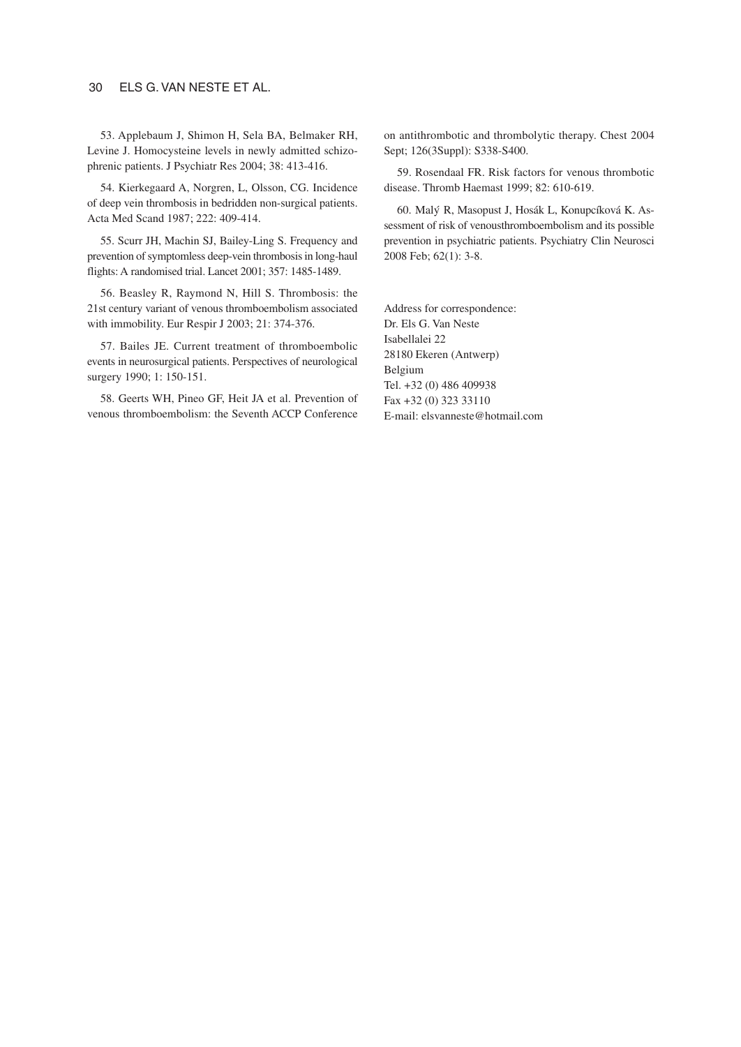53. Applebaum J, Shimon H, Sela BA, Belmaker RH, Levine J. Homocysteine levels in newly admitted schizophrenic patients. J Psychiatr Res 2004; 38: 413-416.

54. Kierkegaard A, Norgren, L, Olsson, CG. Incidence of deep vein thrombosis in bedridden non-surgical patients. Acta Med Scand 1987; 222: 409-414.

55. Scurr JH, Machin SJ, Bailey-Ling S. Frequency and prevention of symptomless deep-vein thrombosis in long-haul flights: A randomised trial. Lancet 2001; 357: 1485-1489.

56. Beasley R, Raymond N, Hill S. Thrombosis: the 21st century variant of venous thromboembolism associated with immobility. Eur Respir J 2003; 21: 374-376.

57. Bailes JE. Current treatment of thromboembolic events in neurosurgical patients. Perspectives of neurological surgery 1990; 1: 150-151.

58. Geerts WH, Pineo GF, Heit JA et al. Prevention of venous thromboembolism: the Seventh ACCP Conference on antithrombotic and thrombolytic therapy. Chest 2004 Sept; 126(3Suppl): S338-S400.

59. Rosendaal FR. Risk factors for venous thrombotic disease. Thromb Haemast 1999; 82: 610-619.

60. Malý R, Masopust J, Hosák L, Konupcíková K. Assessment of risk of venousthromboembolism and its possible prevention in psychiatric patients. Psychiatry Clin Neurosci 2008 Feb; 62(1): 3-8.

Address for correspondence:
Dr. Els G. Van Neste
Isabellalei 22
28180 Ekeren (Antwerp)
Belgium
Tel. +32 (0) 486 409938
Fax +32 (0) 323 33110
E-mail: elsvanneste@hotmail.com